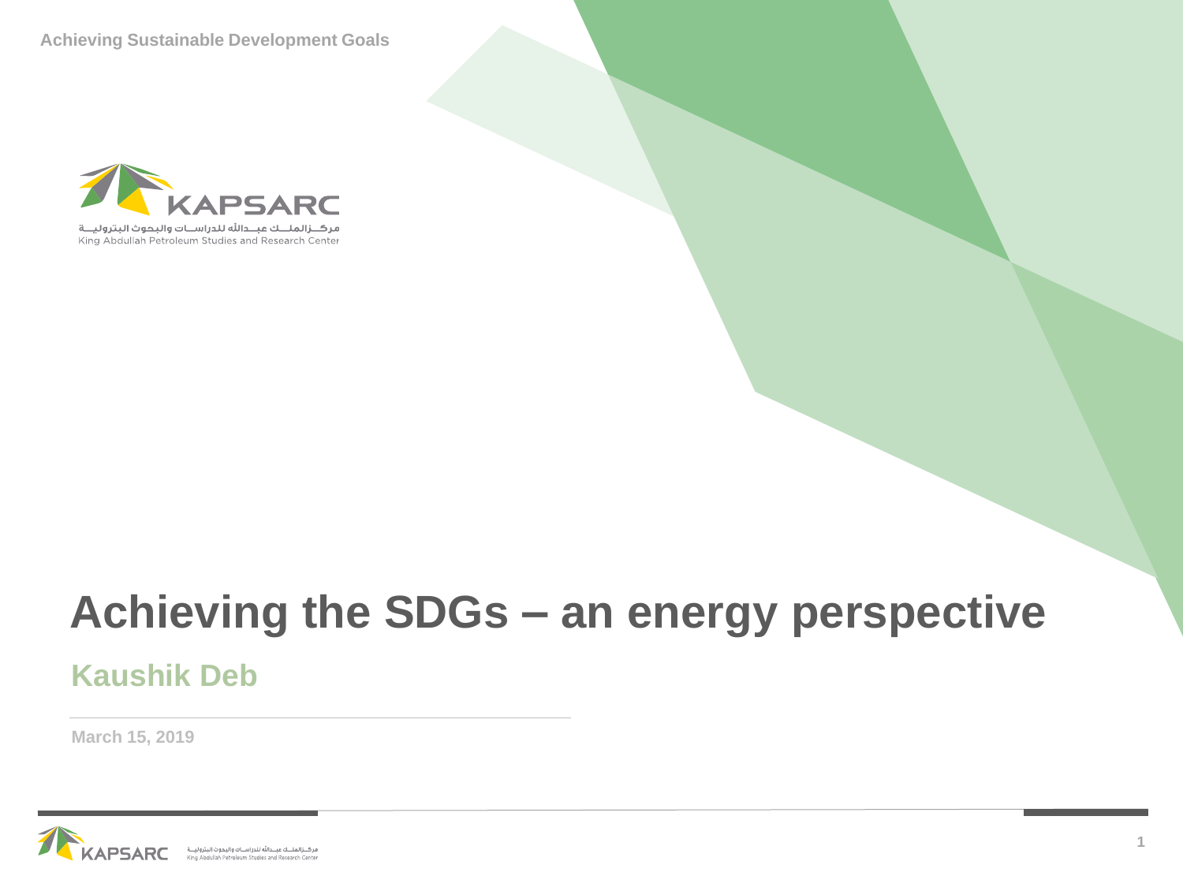Achieving Sustainable Development Goals

KAPSARC

مركـــزالملـــك عبـــدالله للدراســـات والبحوث البتروليـــة

King Abdullah Petroleum Studies and Research Center

# Achieving the SDGs – an energy perspective

## Kaushik Deb

March 15, 2019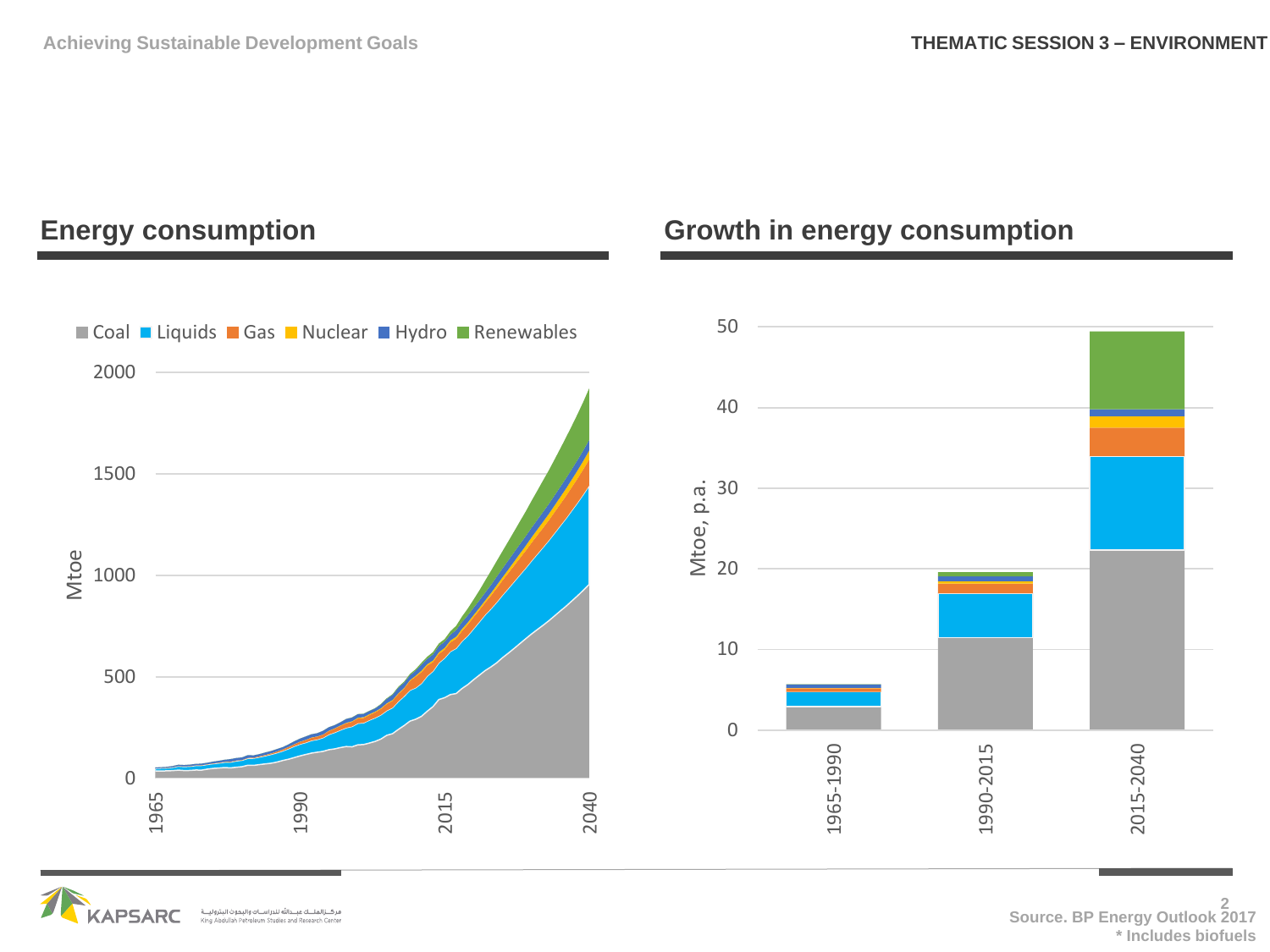## Energy consumption

Coal, Liquids, Gas, Nuclear, Hydro, Renewables

Mtoe

0, 500, 1000, 1500, 2000

1965, 1990, 2015, 2040

## Growth in energy consumption

Mtoe, p.a.

0, 10, 20, 30, 40, 50

1965-1990, 1990-2015, 2015-2040

Source. BP Energy Outlook 2017

* Includes biofuels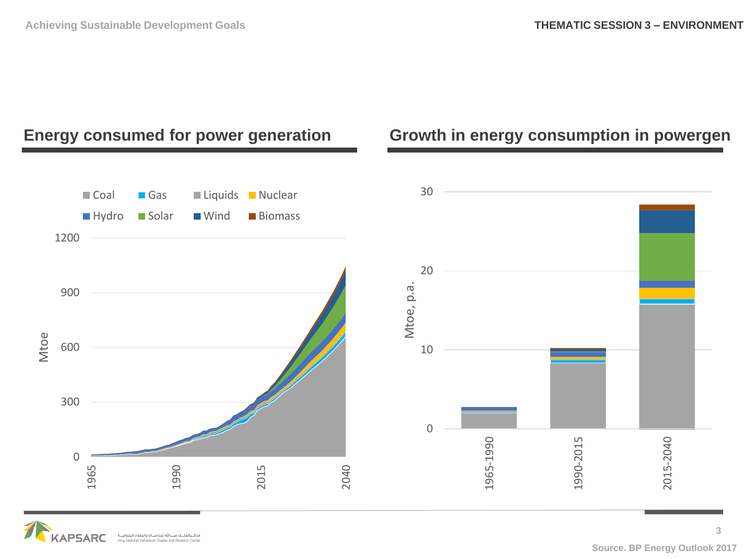## Energy consumed for power generation

Coal | Gas | Liquids | Nuclear | Hydro | Solar | Wind | Biomass

Mtoe

1200, 900, 600, 300, 0

1965, 1990, 2015, 2040

## Growth in energy consumption in powergen

Mtoe, p.a.

30, 20, 10, 0

1965-1990, 1990-2015, 2015-2040

Source. BP Energy Outlook 2017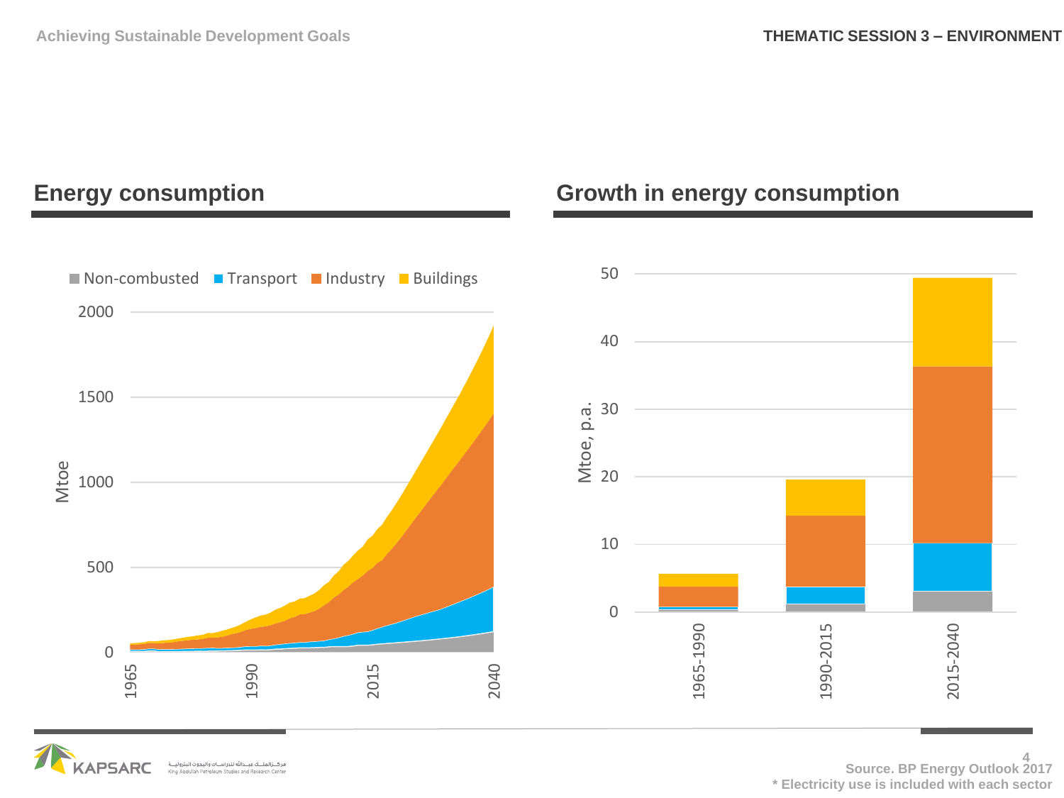## Energy consumption

Non-combusted | Transport | Industry | Buildings

Mtoe

## Growth in energy consumption

Mtoe, p.a.

Source. BP Energy Outlook 2017

* Electricity use is included with each sector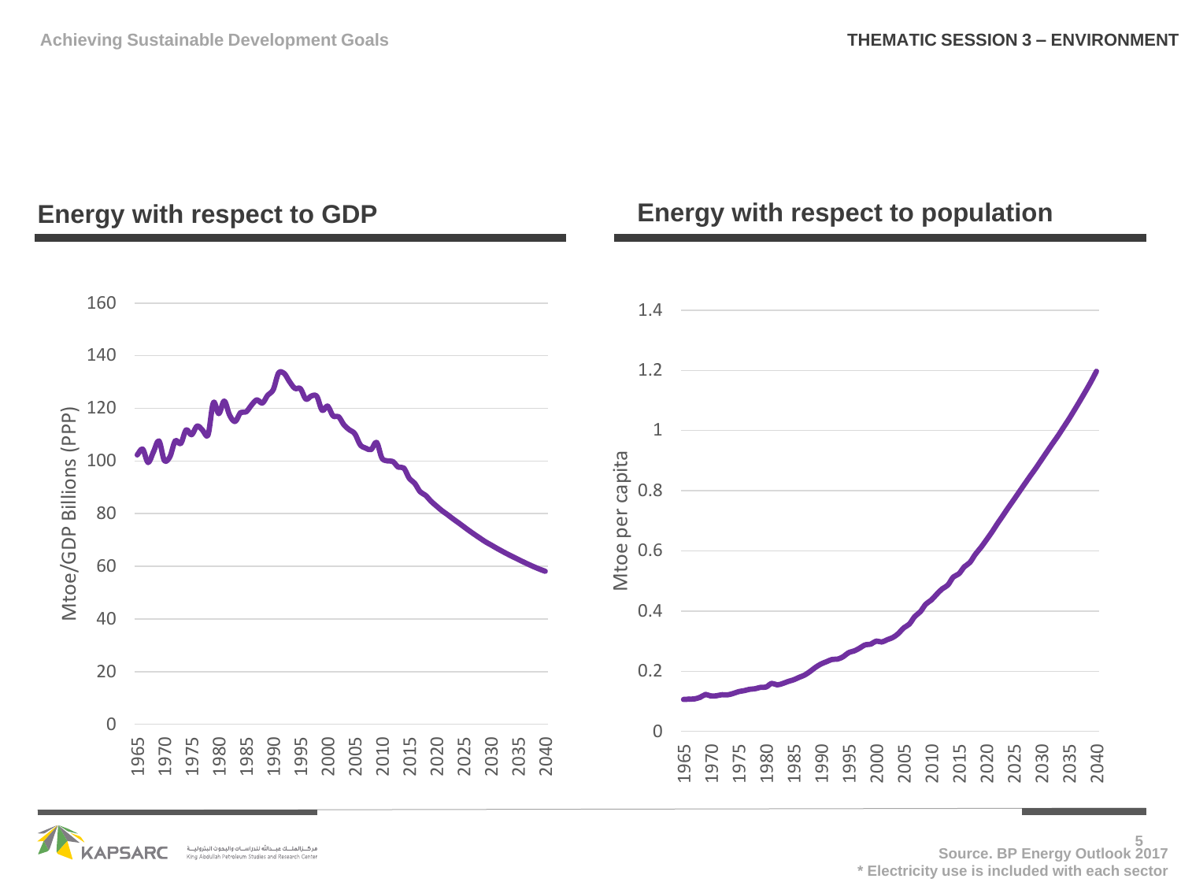## Energy with respect to GDP

Mtoe/GDP Billions (PPP)

160
140
120
100
80
60
40
20
0

1965 1970 1975 1980 1985 1990 1995 2000 2005 2010 2015 2020 2025 2030 2035 2040

## Energy with respect to population

Mtoe per capita

1.4
1.2
1
0.8
0.6
0.4
0.2
0

1965 1970 1975 1980 1985 1990 1995 2000 2005 2010 2015 2020 2025 2030 2035 2040

Source. BP Energy Outlook 2017

* Electricity use is included with each sector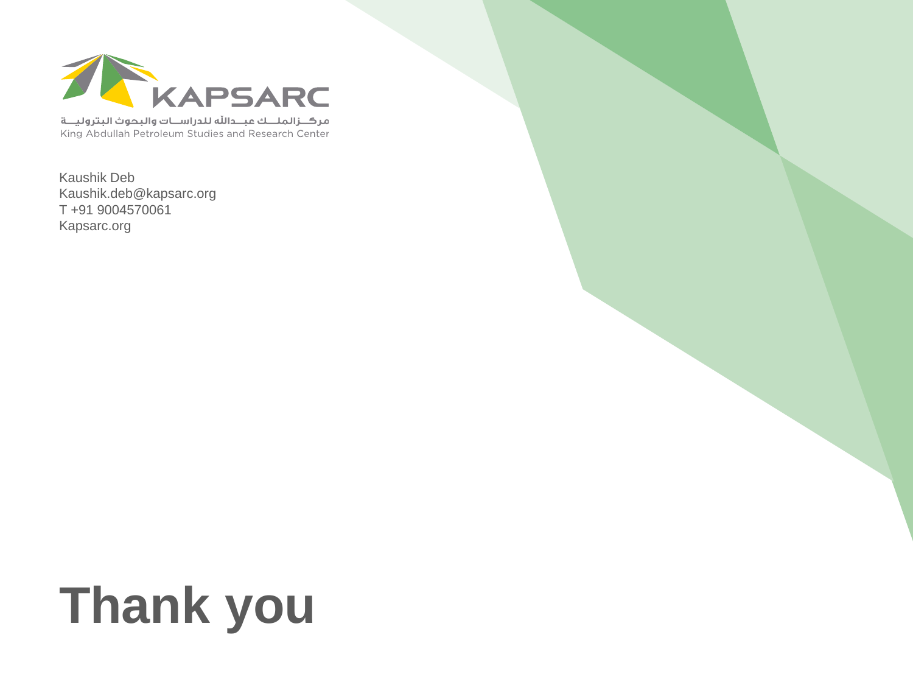KAPSARC

مركز الملك عبدالله للدراسات والبحوث البترولية

King Abdullah Petroleum Studies and Research Center

Kaushik Deb
Kaushik.deb@kapsarc.org
T +91 9004570061
Kapsarc.org

# Thank you